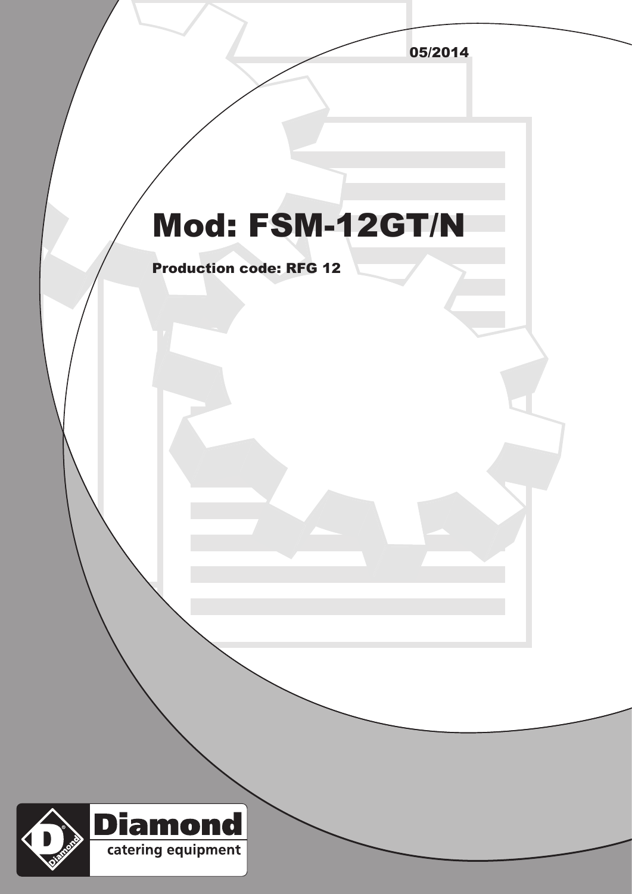05/2014

# Mod: FSM-12GT/N

**Production code: RFG 12**

Diamond
catering equipment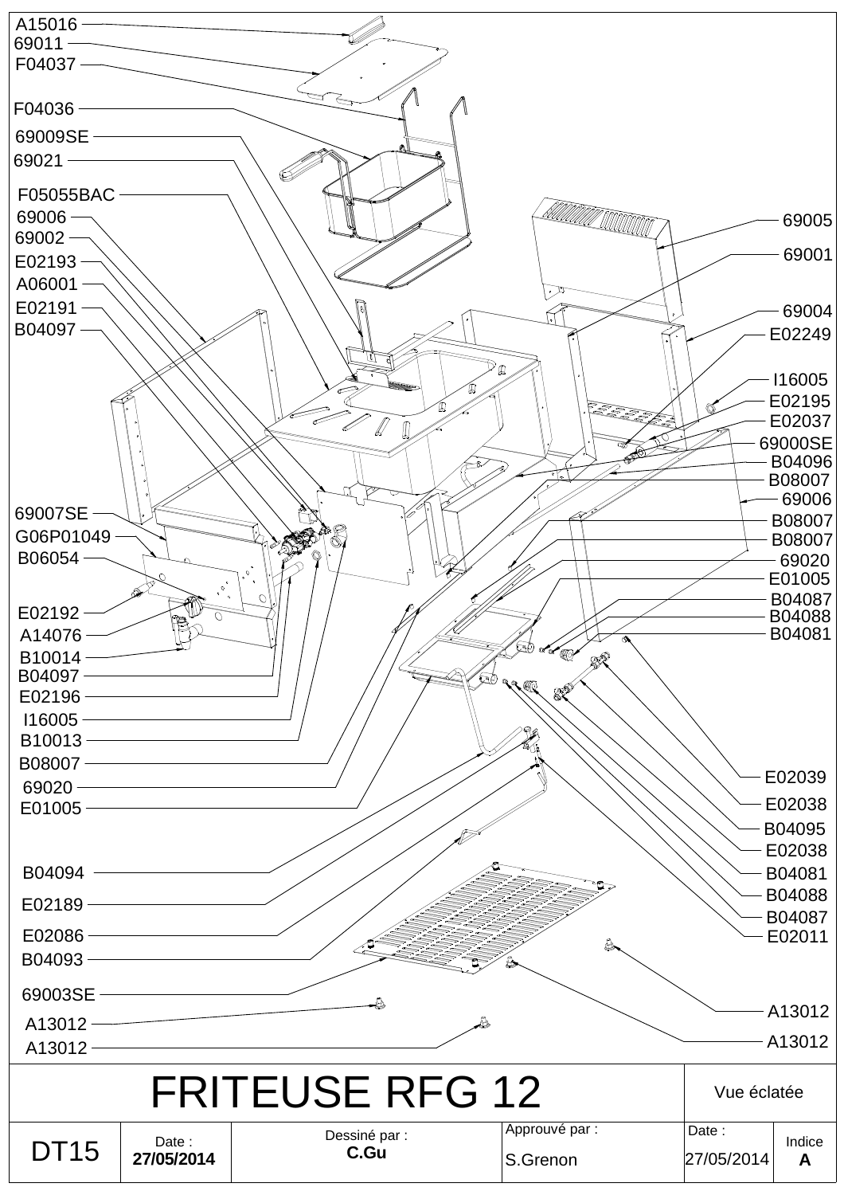A15016
69011
F04037
F04036
69009SE
69021
F05055BAC
69006
69002
E02193
A06001
E02191
B04097
69007SE
G06P01049
B06054
E02192
A14076
B10014
B04097
E02196
I16005
B10013
B08007
69020
E01005
B04094
E02189
E02086
B04093
69003SE
A13012
A13012

69005
69001
69004
E02249
I16005
E02195
E02037
69000SE
B04096
B08007
69006
B08007
B08007
69020
E01005
B04087
B04088
B04081
E02039
E02038
B04095
E02038
B04081
B04088
B04087
E02011
A13012
A13012

| | | | | | |
|---|---|---|---|---|---|
| FRITEUSE RFG 12 | | | | Vue éclatée | |
| DT15 | Date : **27/05/2014** | Dessiné par : **C.Gu** | Approuvé par : S.Grenon | Date : 27/05/2014 | Indice **A** |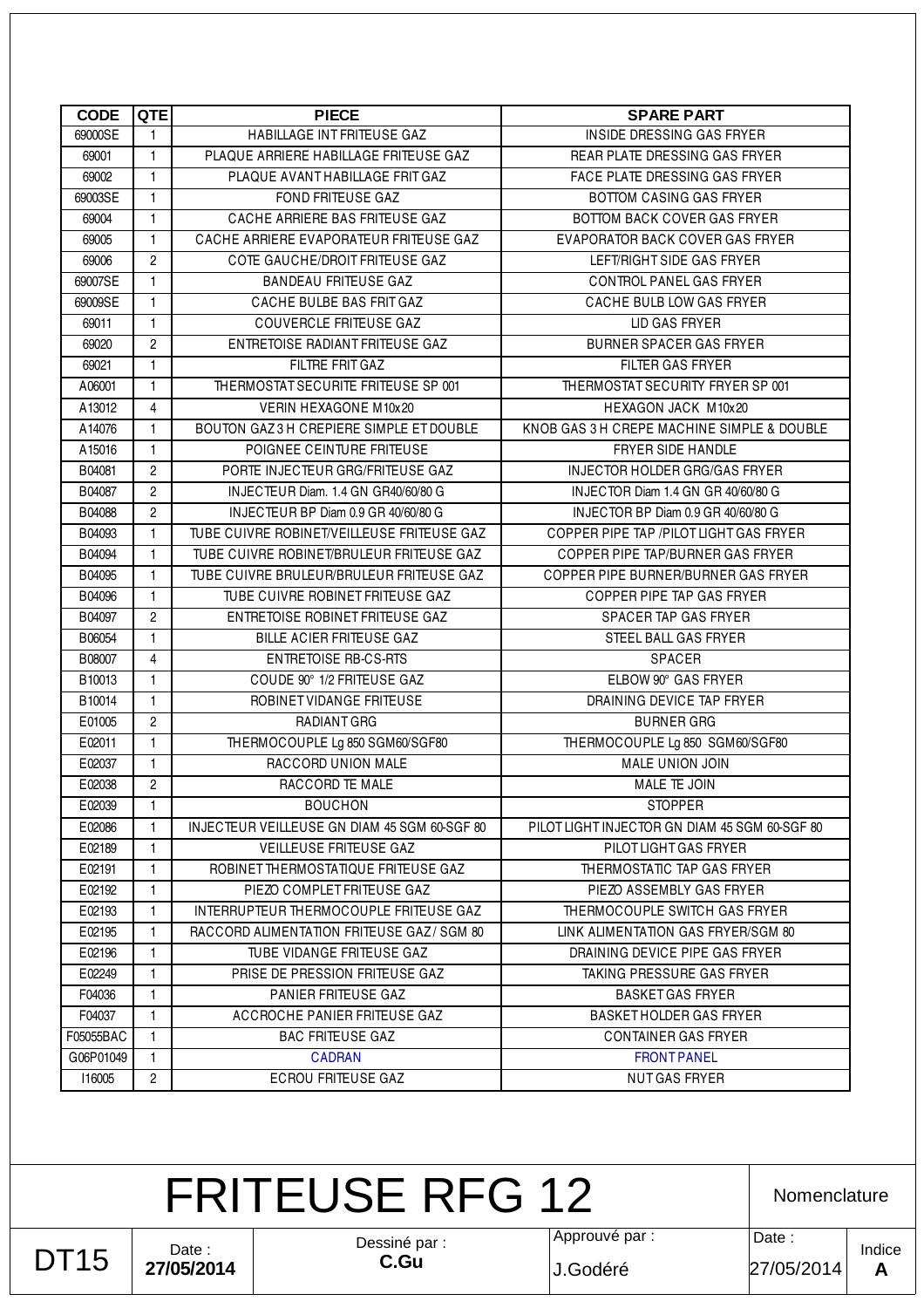| CODE | QTE | PIECE | SPARE PART |
|---|---|---|---|
| 69000SE | 1 | HABILLAGE INT FRITEUSE GAZ | INSIDE DRESSING GAS FRYER |
| 69001 | 1 | PLAQUE ARRIERE HABILLAGE FRITEUSE GAZ | REAR PLATE DRESSING GAS FRYER |
| 69002 | 1 | PLAQUE AVANT HABILLAGE FRIT GAZ | FACE PLATE DRESSING GAS FRYER |
| 69003SE | 1 | FOND FRITEUSE GAZ | BOTTOM CASING GAS FRYER |
| 69004 | 1 | CACHE ARRIERE BAS FRITEUSE GAZ | BOTTOM BACK COVER GAS FRYER |
| 69005 | 1 | CACHE ARRIERE EVAPORATEUR FRITEUSE GAZ | EVAPORATOR BACK COVER GAS FRYER |
| 69006 | 2 | COTE GAUCHE/DROIT FRITEUSE GAZ | LEFT/RIGHT SIDE GAS FRYER |
| 69007SE | 1 | BANDEAU FRITEUSE GAZ | CONTROL PANEL GAS FRYER |
| 69009SE | 1 | CACHE BULBE BAS FRIT GAZ | CACHE BULB LOW GAS FRYER |
| 69011 | 1 | COUVERCLE FRITEUSE GAZ | LID GAS FRYER |
| 69020 | 2 | ENTRETOISE RADIANT FRITEUSE GAZ | BURNER SPACER GAS FRYER |
| 69021 | 1 | FILTRE FRIT GAZ | FILTER GAS FRYER |
| A06001 | 1 | THERMOSTAT SECURITE FRITEUSE SP 001 | THERMOSTAT SECURITY FRYER SP 001 |
| A13012 | 4 | VERIN HEXAGONE M10x20 | HEXAGON JACK M10x20 |
| A14076 | 1 | BOUTON GAZ 3 H CREPIERE SIMPLE ET DOUBLE | KNOB GAS 3 H CREPE MACHINE SIMPLE & DOUBLE |
| A15016 | 1 | POIGNEE CEINTURE FRITEUSE | FRYER SIDE HANDLE |
| B04081 | 2 | PORTE INJECTEUR GRG/FRITEUSE GAZ | INJECTOR HOLDER GRG/GAS FRYER |
| B04087 | 2 | INJECTEUR Diam. 1.4 GN GR40/60/80 G | INJECTOR Diam 1.4 GN GR 40/60/80 G |
| B04088 | 2 | INJECTEUR BP Diam 0.9 GR 40/60/80 G | INJECTOR BP Diam 0.9 GR 40/60/80 G |
| B04093 | 1 | TUBE CUIVRE ROBINET/VEILLEUSE FRITEUSE GAZ | COPPER PIPE TAP /PILOT LIGHT GAS FRYER |
| B04094 | 1 | TUBE CUIVRE ROBINET/BRULEUR FRITEUSE GAZ | COPPER PIPE TAP/BURNER GAS FRYER |
| B04095 | 1 | TUBE CUIVRE BRULEUR/BRULEUR FRITEUSE GAZ | COPPER PIPE BURNER/BURNER GAS FRYER |
| B04096 | 1 | TUBE CUIVRE ROBINET FRITEUSE GAZ | COPPER PIPE TAP GAS FRYER |
| B04097 | 2 | ENTRETOISE ROBINET FRITEUSE GAZ | SPACER TAP GAS FRYER |
| B06054 | 1 | BILLE ACIER FRITEUSE GAZ | STEEL BALL GAS FRYER |
| B08007 | 4 | ENTRETOISE RB-CS-RTS | SPACER |
| B10013 | 1 | COUDE 90° 1/2 FRITEUSE GAZ | ELBOW 90° GAS FRYER |
| B10014 | 1 | ROBINET VIDANGE FRITEUSE | DRAINING DEVICE TAP FRYER |
| E01005 | 2 | RADIANT GRG | BURNER GRG |
| E02011 | 1 | THERMOCOUPLE Lg 850 SGM60/SGF80 | THERMOCOUPLE Lg 850 SGM60/SGF80 |
| E02037 | 1 | RACCORD UNION MALE | MALE UNION JOIN |
| E02038 | 2 | RACCORD TE MALE | MALE TE JOIN |
| E02039 | 1 | BOUCHON | STOPPER |
| E02086 | 1 | INJECTEUR VEILLEUSE GN DIAM 45 SGM 60-SGF 80 | PILOT LIGHT INJECTOR GN DIAM 45 SGM 60-SGF 80 |
| E02189 | 1 | VEILLEUSE FRITEUSE GAZ | PILOT LIGHT GAS FRYER |
| E02191 | 1 | ROBINET THERMOSTATIQUE FRITEUSE GAZ | THERMOSTATIC TAP GAS FRYER |
| E02192 | 1 | PIEZO COMPLET FRITEUSE GAZ | PIEZO ASSEMBLY GAS FRYER |
| E02193 | 1 | INTERRUPTEUR THERMOCOUPLE FRITEUSE GAZ | THERMOCOUPLE SWITCH GAS FRYER |
| E02195 | 1 | RACCORD ALIMENTATION FRITEUSE GAZ / SGM 80 | LINK ALIMENTATION GAS FRYER/SGM 80 |
| E02196 | 1 | TUBE VIDANGE FRITEUSE GAZ | DRAINING DEVICE PIPE GAS FRYER |
| E02249 | 1 | PRISE DE PRESSION FRITEUSE GAZ | TAKING PRESSURE GAS FRYER |
| F04036 | 1 | PANIER FRITEUSE GAZ | BASKET GAS FRYER |
| F04037 | 1 | ACCROCHE PANIER FRITEUSE GAZ | BASKET HOLDER GAS FRYER |
| F05055BAC | 1 | BAC FRITEUSE GAZ | CONTAINER GAS FRYER |
| G06P01049 | 1 | CADRAN | FRONT PANEL |
| I16005 | 2 | ECROU FRITEUSE GAZ | NUT GAS FRYER |

# FRITEUSE RFG 12

| | | | | | |
|---|---|---|---|---|---|
| DT15 | Date : **27/05/2014** | Dessiné par : **C.Gu** | Approuvé par : J.Godéré | Date : 27/05/2014 | Indice **A** |

Nomenclature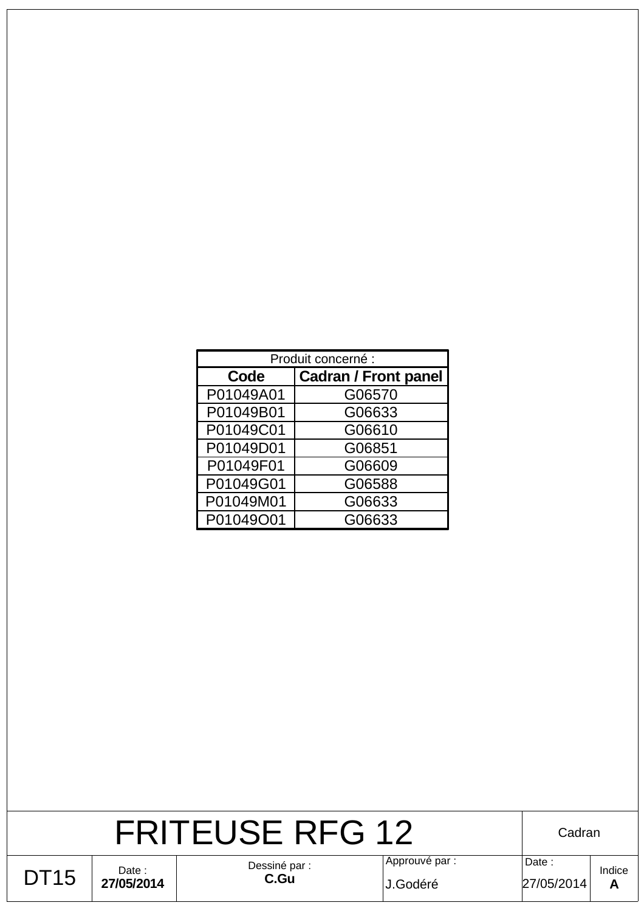| Produit concerné : | |
|---|---|
| **Code** | **Cadran / Front panel** |
| P01049A01 | G06570 |
| P01049B01 | G06633 |
| P01049C01 | G06610 |
| P01049D01 | G06851 |
| P01049F01 | G06609 |
| P01049G01 | G06588 |
| P01049M01 | G06633 |
| P01049O01 | G06633 |

| | | | | | |
|---|---|---|---|---|---|
| FRITEUSE RFG 12 | | | | Cadran | |
| DT15 | Date : **27/05/2014** | Dessiné par : **C.Gu** | Approuvé par : J.Godéré | Date : 27/05/2014 | Indice **A** |